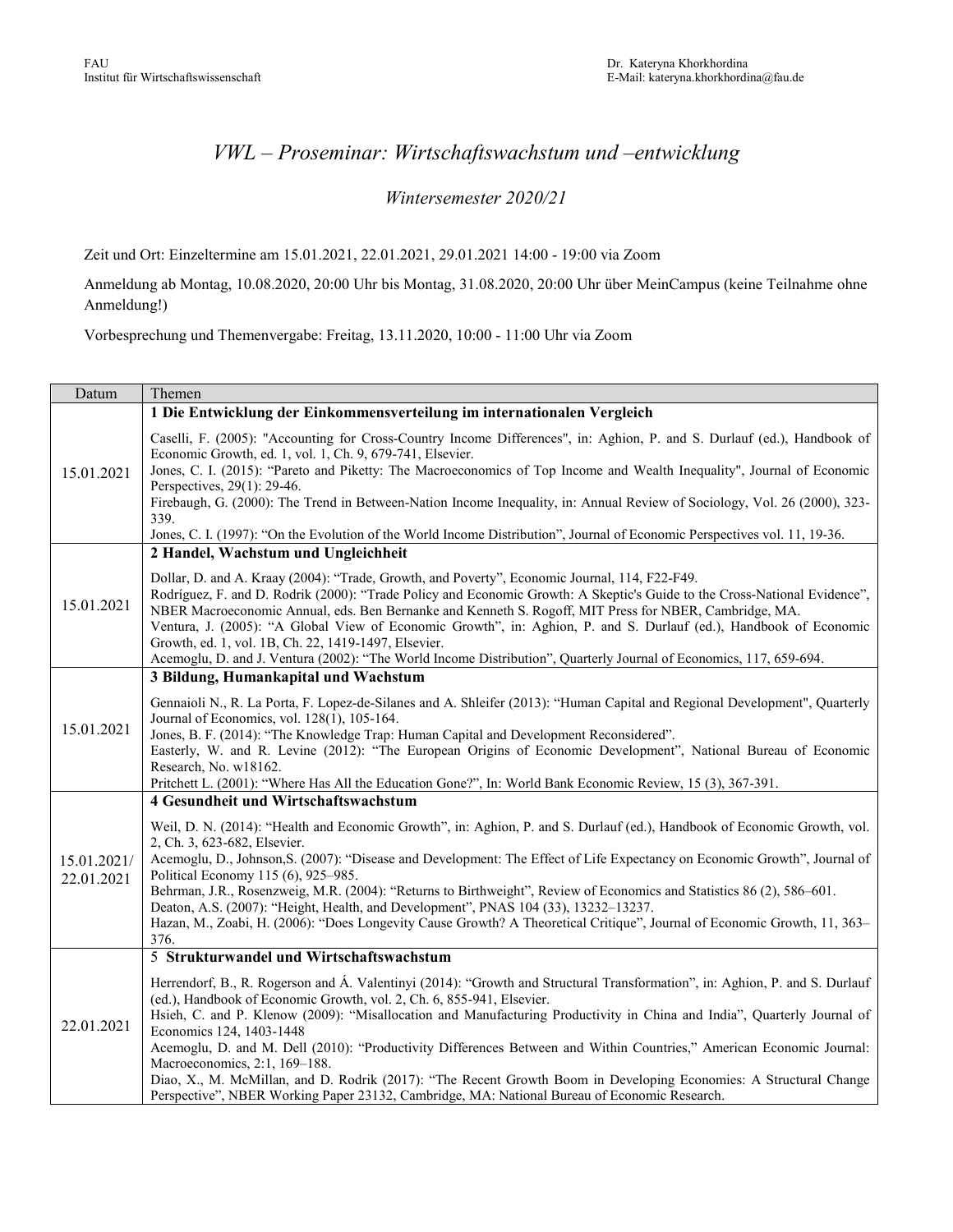FAU
Institut für Wirtschaftswissenschaft

Dr. Kateryna Khorkhordina
E-Mail: kateryna.khorkhordina@fau.de

# *VWL – Proseminar: Wirtschaftswachstum und –entwicklung*

*Wintersemester 2020/21*

Zeit und Ort: Einzeltermine am 15.01.2021, 22.01.2021, 29.01.2021 14:00 - 19:00 via Zoom

Anmeldung ab Montag, 10.08.2020, 20:00 Uhr bis Montag, 31.08.2020, 20:00 Uhr über MeinCampus (keine Teilnahme ohne Anmeldung!)

Vorbesprechung und Themenvergabe: Freitag, 13.11.2020, 10:00 - 11:00 Uhr via Zoom

| Datum | Themen |
|---|---|
| 15.01.2021 | **1 Die Entwicklung der Einkommensverteilung im internationalen Vergleich**<br><br>Caselli, F. (2005): "Accounting for Cross-Country Income Differences", in: Aghion, P. and S. Durlauf (ed.), Handbook of Economic Growth, ed. 1, vol. 1, Ch. 9, 679-741, Elsevier.<br>Jones, C. I. (2015): "Pareto and Piketty: The Macroeconomics of Top Income and Wealth Inequality", Journal of Economic Perspectives, 29(1): 29-46.<br>Firebaugh, G. (2000): The Trend in Between-Nation Income Inequality, in: Annual Review of Sociology, Vol. 26 (2000), 323-339.<br>Jones, C. I. (1997): "On the Evolution of the World Income Distribution", Journal of Economic Perspectives vol. 11, 19-36. |
| 15.01.2021 | **2 Handel, Wachstum und Ungleichheit**<br><br>Dollar, D. and A. Kraay (2004): "Trade, Growth, and Poverty", Economic Journal, 114, F22-F49.<br>Rodríguez, F. and D. Rodrik (2000): "Trade Policy and Economic Growth: A Skeptic's Guide to the Cross-National Evidence", NBER Macroeconomic Annual, eds. Ben Bernanke and Kenneth S. Rogoff, MIT Press for NBER, Cambridge, MA.<br>Ventura, J. (2005): "A Global View of Economic Growth", in: Aghion, P. and S. Durlauf (ed.), Handbook of Economic Growth, ed. 1, vol. 1B, Ch. 22, 1419-1497, Elsevier.<br>Acemoglu, D. and J. Ventura (2002): "The World Income Distribution", Quarterly Journal of Economics, 117, 659-694. |
| 15.01.2021 | **3 Bildung, Humankapital und Wachstum**<br><br>Gennaioli N., R. La Porta, F. Lopez-de-Silanes and A. Shleifer (2013): "Human Capital and Regional Development", Quarterly Journal of Economics, vol. 128(1), 105-164.<br>Jones, B. F. (2014): "The Knowledge Trap: Human Capital and Development Reconsidered".<br>Easterly, W. and R. Levine (2012): "The European Origins of Economic Development", National Bureau of Economic Research, No. w18162.<br>Pritchett L. (2001): "Where Has All the Education Gone?", In: World Bank Economic Review, 15 (3), 367-391. |
| 15.01.2021/ 22.01.2021 | **4 Gesundheit und Wirtschaftswachstum**<br><br>Weil, D. N. (2014): "Health and Economic Growth", in: Aghion, P. and S. Durlauf (ed.), Handbook of Economic Growth, vol. 2, Ch. 3, 623-682, Elsevier.<br>Acemoglu, D., Johnson,S. (2007): "Disease and Development: The Effect of Life Expectancy on Economic Growth", Journal of Political Economy 115 (6), 925–985.<br>Behrman, J.R., Rosenzweig, M.R. (2004): "Returns to Birthweight", Review of Economics and Statistics 86 (2), 586–601.<br>Deaton, A.S. (2007): "Height, Health, and Development", PNAS 104 (33), 13232–13237.<br>Hazan, M., Zoabi, H. (2006): "Does Longevity Cause Growth? A Theoretical Critique", Journal of Economic Growth, 11, 363–376. |
| 22.01.2021 | **5 Strukturwandel und Wirtschaftswachstum**<br><br>Herrendorf, B., R. Rogerson and Á. Valentinyi (2014): "Growth and Structural Transformation", in: Aghion, P. and S. Durlauf (ed.), Handbook of Economic Growth, vol. 2, Ch. 6, 855-941, Elsevier.<br>Hsieh, C. and P. Klenow (2009): "Misallocation and Manufacturing Productivity in China and India", Quarterly Journal of Economics 124, 1403-1448<br>Acemoglu, D. and M. Dell (2010): "Productivity Differences Between and Within Countries," American Economic Journal: Macroeconomics, 2:1, 169–188.<br>Diao, X., M. McMillan, and D. Rodrik (2017): "The Recent Growth Boom in Developing Economies: A Structural Change Perspective", NBER Working Paper 23132, Cambridge, MA: National Bureau of Economic Research. |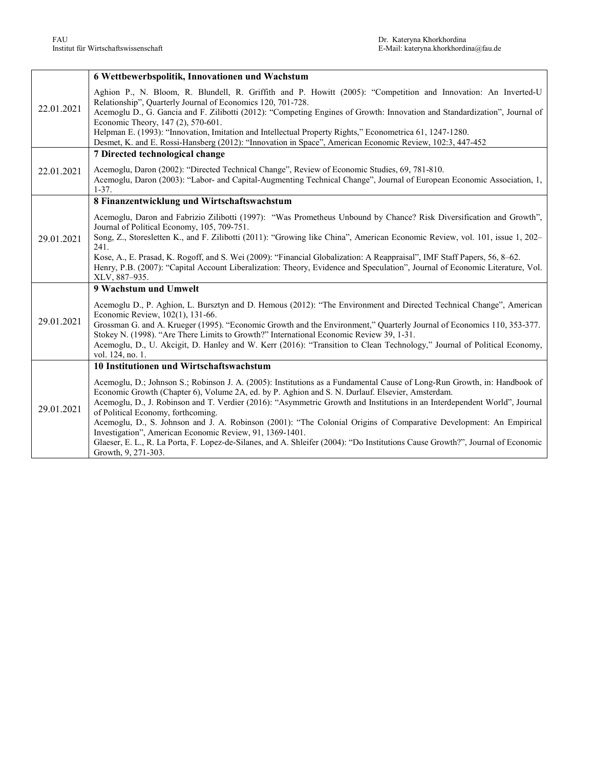| | |
|---|---|
| 22.01.2021 | **6 Wettbewerbspolitik, Innovationen und Wachstum**<br><br>Aghion P., N. Bloom, R. Blundell, R. Griffith and P. Howitt (2005): "Competition and Innovation: An Inverted-U Relationship", Quarterly Journal of Economics 120, 701-728.<br>Acemoglu D., G. Gancia and F. Zilibotti (2012): "Competing Engines of Growth: Innovation and Standardization", Journal of Economic Theory, 147 (2), 570-601.<br>Helpman E. (1993): "Innovation, Imitation and Intellectual Property Rights," Econometrica 61, 1247-1280.<br>Desmet, K. and E. Rossi-Hansberg (2012): "Innovation in Space", American Economic Review, 102:3, 447-452 |
| 22.01.2021 | **7 Directed technological change**<br><br>Acemoglu, Daron (2002): "Directed Technical Change", Review of Economic Studies, 69, 781-810.<br>Acemoglu, Daron (2003): "Labor- and Capital-Augmenting Technical Change", Journal of European Economic Association, 1, 1-37. |
| 29.01.2021 | **8 Finanzentwicklung und Wirtschaftswachstum**<br><br>Acemoglu, Daron and Fabrizio Zilibotti (1997): "Was Prometheus Unbound by Chance? Risk Diversification and Growth", Journal of Political Economy, 105, 709-751.<br>Song, Z., Storesletten K., and F. Zilibotti (2011): "Growing like China", American Economic Review, vol. 101, issue 1, 202–241.<br>Kose, A., E. Prasad, K. Rogoff, and S. Wei (2009): "Financial Globalization: A Reappraisal", IMF Staff Papers, 56, 8–62.<br>Henry, P.B. (2007): "Capital Account Liberalization: Theory, Evidence and Speculation", Journal of Economic Literature, Vol. XLV, 887–935. |
| 29.01.2021 | **9 Wachstum und Umwelt**<br><br>Acemoglu D., P. Aghion, L. Bursztyn and D. Hemous (2012): "The Environment and Directed Technical Change", American Economic Review, 102(1), 131-66.<br>Grossman G. and A. Krueger (1995). "Economic Growth and the Environment," Quarterly Journal of Economics 110, 353-377.<br>Stokey N. (1998). "Are There Limits to Growth?" International Economic Review 39, 1-31.<br>Acemoglu, D., U. Akcigit, D. Hanley and W. Kerr (2016): "Transition to Clean Technology," Journal of Political Economy, vol. 124, no. 1. |
| 29.01.2021 | **10 Institutionen und Wirtschaftswachstum**<br><br>Acemoglu, D.; Johnson S.; Robinson J. A. (2005): Institutions as a Fundamental Cause of Long-Run Growth, in: Handbook of Economic Growth (Chapter 6), Volume 2A, ed. by P. Aghion and S. N. Durlauf. Elsevier, Amsterdam.<br>Acemoglu, D., J. Robinson and T. Verdier (2016): "Asymmetric Growth and Institutions in an Interdependent World", Journal of Political Economy, forthcoming.<br>Acemoglu, D., S. Johnson and J. A. Robinson (2001): "The Colonial Origins of Comparative Development: An Empirical Investigation", American Economic Review, 91, 1369-1401.<br>Glaeser, E. L., R. La Porta, F. Lopez-de-Silanes, and A. Shleifer (2004): "Do Institutions Cause Growth?", Journal of Economic Growth, 9, 271-303. |